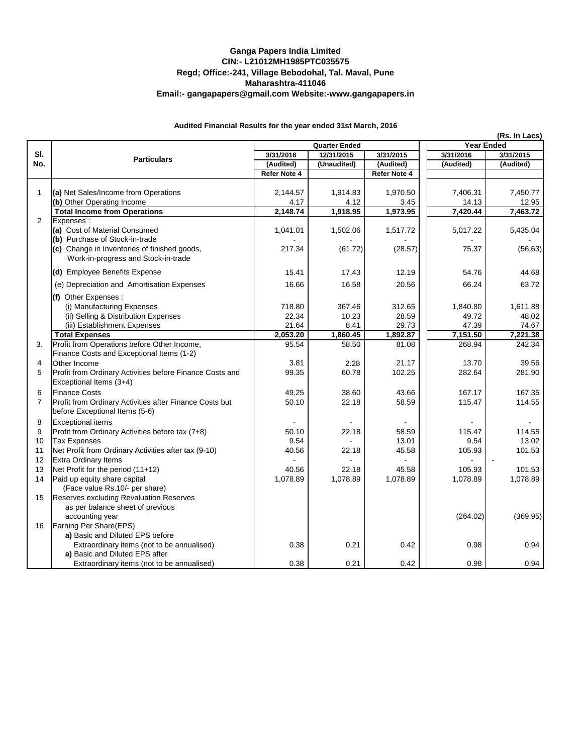**Ganga Papers India Limited**
**CIN:- L21012MH1985PTC035575**
**Regd; Office:-241, Village Bebodohal, Tal. Maval, Pune**
**Maharashtra-411046**
**Email:- gangapapers@gmail.com Website:-www.gangapapers.in**

**Audited Financial Results for the year ended 31st March, 2016**

**(Rs. In Lacs)**

| Sl. No. | Particulars | Quarter Ended | | | Year Ended | |
|---|---|---|---|---|---|---|
| | | 3/31/2016 | 12/31/2015 | 3/31/2015 | 3/31/2016 | 3/31/2015 |
| | | (Audited) | (Unaudited) | (Audited) | (Audited) | (Audited) |
| | | Refer Note 4 | | Refer Note 4 | | |
| 1 | (a) Net Sales/Income from Operations | 2,144.57 | 1,914.83 | 1,970.50 | 7,406.31 | 7,450.77 |
| | (b) Other Operating Income | 4.17 | 4.12 | 3.45 | 14.13 | 12.95 |
| | **Total Income from Operations** | **2,148.74** | **1,918.95** | **1,973.95** | **7,420.44** | **7,463.72** |
| 2 | Expenses : | | | | | |
| | (a) Cost of Material Consumed | 1,041.01 | 1,502.06 | 1,517.72 | 5,017.22 | 5,435.04 |
| | (b) Purchase of Stock-in-trade | - | - | - | - | - |
| | (c) Change in Inventories of finished goods, Work-in-progress and Stock-in-trade | 217.34 | (61.72) | (28.57) | 75.37 | (56.63) |
| | (d) Employee Benefits Expense | 15.41 | 17.43 | 12.19 | 54.76 | 44.68 |
| | (e) Depreciation and Amortisation Expenses | 16.66 | 16.58 | 20.56 | 66.24 | 63.72 |
| | (f) Other Expenses : | | | | | |
| | (i) Manufacturing Expenses | 718.80 | 367.46 | 312.65 | 1,840.80 | 1,611.88 |
| | (ii) Selling & Distribution Expenses | 22.34 | 10.23 | 28.59 | 49.72 | 48.02 |
| | (iii) Establishment Expenses | 21.64 | 8.41 | 29.73 | 47.39 | 74.67 |
| | **Total Expenses** | **2,053.20** | **1,860.45** | **1,892.87** | **7,151.50** | **7,221.38** |
| 3. | Profit from Operations before Other Income, Finance Costs and Exceptional Items (1-2) | 95.54 | 58.50 | 81.08 | 268.94 | 242.34 |
| 4 | Other Income | 3.81 | 2.28 | 21.17 | 13.70 | 39.56 |
| 5 | Profit from Ordinary Activities before Finance Costs and Exceptional Items (3+4) | 99.35 | 60.78 | 102.25 | 282.64 | 281.90 |
| 6 | Finance Costs | 49.25 | 38.60 | 43.66 | 167.17 | 167.35 |
| 7 | Profit from Ordinary Activities after Finance Costs but before Exceptional Items (5-6) | 50.10 | 22.18 | 58.59 | 115.47 | 114.55 |
| 8 | Exceptional items | - | - | - | - | - |
| 9 | Profit from Ordinary Activities before tax (7+8) | 50.10 | 22.18 | 58.59 | 115.47 | 114.55 |
| 10 | Tax Expenses | 9.54 | - | 13.01 | 9.54 | 13.02 |
| 11 | Net Profit from Ordinary Activities after tax (9-10) | 40.56 | 22.18 | 45.58 | 105.93 | 101.53 |
| 12 | Extra Ordinary Items | - | - | - | - | - |
| 13 | Net Profit for the period (11+12) | 40.56 | 22.18 | 45.58 | 105.93 | 101.53 |
| 14 | Paid up equity share capital (Face value Rs.10/- per share) | 1,078.89 | 1,078.89 | 1,078.89 | 1,078.89 | 1,078.89 |
| 15 | Reserves excluding Revaluation Reserves as per balance sheet of previous accounting year | | | | (264.02) | (369.95) |
| 16 | Earning Per Share(EPS) | | | | | |
| | a) Basic and Diluted EPS before Extraordinary items (not to be annualised) | 0.38 | 0.21 | 0.42 | 0.98 | 0.94 |
| | a) Basic and Diluted EPS after Extraordinary items (not to be annualised) | 0.38 | 0.21 | 0.42 | 0.98 | 0.94 |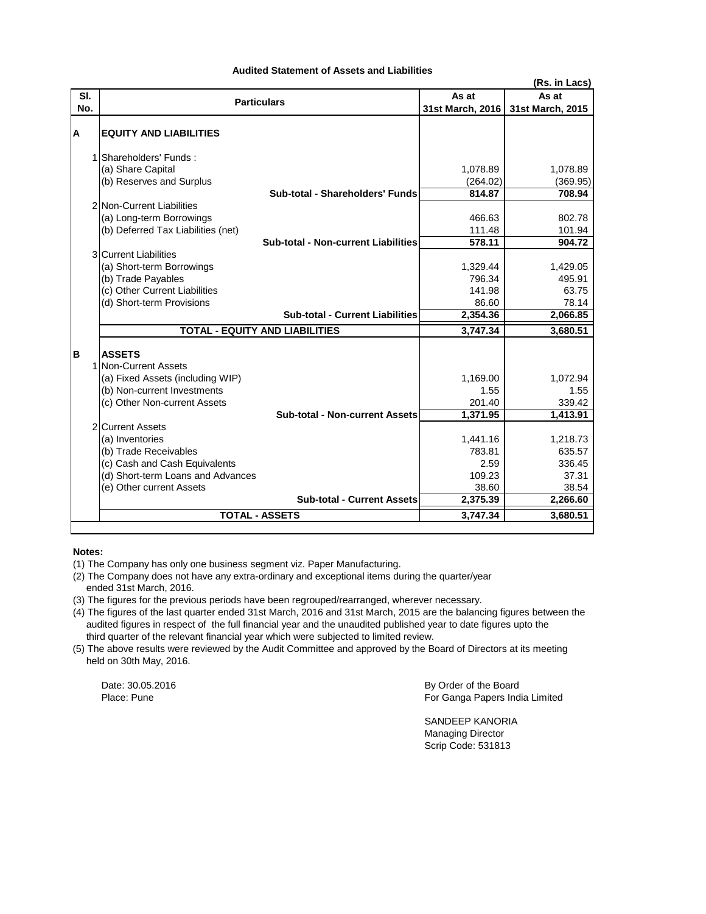## Audited Statement of Assets and Liabilities

(Rs. in Lacs)

| Sl. No. | Particulars | As at 31st March, 2016 | As at 31st March, 2015 |
|---|---|---|---|
| **A** | **EQUITY AND LIABILITIES** | | |
| 1 | Shareholders' Funds : | | |
| | (a) Share Capital | 1,078.89 | 1,078.89 |
| | (b) Reserves and Surplus | (264.02) | (369.95) |
| | **Sub-total - Shareholders' Funds** | **814.87** | **708.94** |
| 2 | Non-Current Liabilities | | |
| | (a) Long-term Borrowings | 466.63 | 802.78 |
| | (b) Deferred Tax Liabilities (net) | 111.48 | 101.94 |
| | **Sub-total - Non-current Liabilities** | **578.11** | **904.72** |
| 3 | Current Liabilities | | |
| | (a) Short-term Borrowings | 1,329.44 | 1,429.05 |
| | (b) Trade Payables | 796.34 | 495.91 |
| | (c) Other Current Liabilities | 141.98 | 63.75 |
| | (d) Short-term Provisions | 86.60 | 78.14 |
| | **Sub-total - Current Liabilities** | **2,354.36** | **2,066.85** |
| | **TOTAL - EQUITY AND LIABILITIES** | **3,747.34** | **3,680.51** |
| **B** | **ASSETS** | | |
| 1 | Non-Current Assets | | |
| | (a) Fixed Assets (including WIP) | 1,169.00 | 1,072.94 |
| | (b) Non-current Investments | 1.55 | 1.55 |
| | (c) Other Non-current Assets | 201.40 | 339.42 |
| | **Sub-total - Non-current Assets** | **1,371.95** | **1,413.91** |
| 2 | Current Assets | | |
| | (a) Inventories | 1,441.16 | 1,218.73 |
| | (b) Trade Receivables | 783.81 | 635.57 |
| | (c) Cash and Cash Equivalents | 2.59 | 336.45 |
| | (d) Short-term Loans and Advances | 109.23 | 37.31 |
| | (e) Other current Assets | 38.60 | 38.54 |
| | **Sub-total - Current Assets** | **2,375.39** | **2,266.60** |
| | **TOTAL - ASSETS** | **3,747.34** | **3,680.51** |

**Notes:**

(1) The Company has only one business segment viz. Paper Manufacturing.

(2) The Company does not have any extra-ordinary and exceptional items during the quarter/year ended 31st March, 2016.

(3) The figures for the previous periods have been regrouped/rearranged, wherever necessary.

(4) The figures of the last quarter ended 31st March, 2016 and 31st March, 2015 are the balancing figures between the audited figures in respect of the full financial year and the unaudited published year to date figures upto the third quarter of the relevant financial year which were subjected to limited review.

(5) The above results were reviewed by the Audit Committee and approved by the Board of Directors at its meeting held on 30th May, 2016.

Date: 30.05.2016
Place: Pune

By Order of the Board
For Ganga Papers India Limited

SANDEEP KANORIA
Managing Director
Scrip Code: 531813